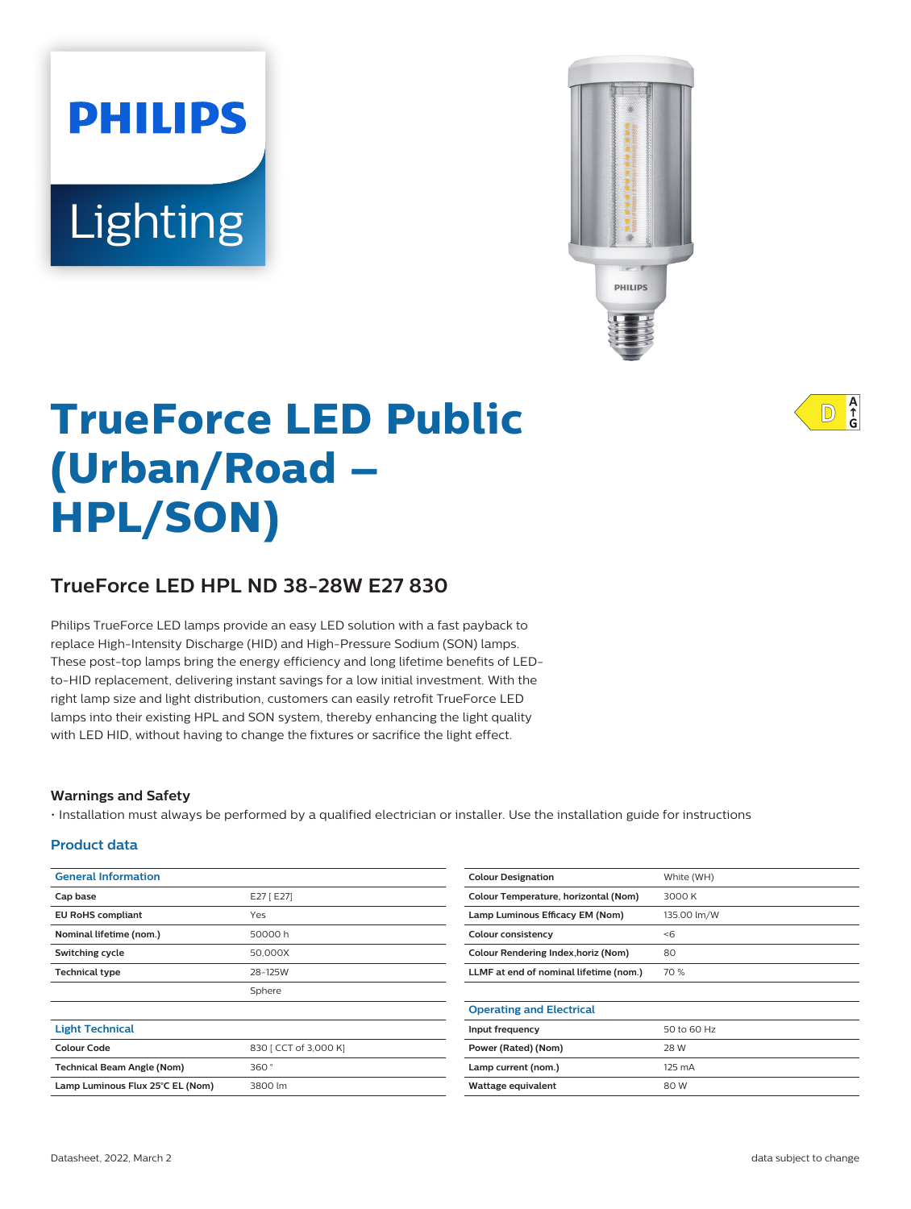# TrueForce LED Public (Urban/Road – HPL/SON)

## TrueForce LED HPL ND 38-28W E27 830

Philips TrueForce LED lamps provide an easy LED solution with a fast payback to replace High-Intensity Discharge (HID) and High-Pressure Sodium (SON) lamps. These post-top lamps bring the energy efficiency and long lifetime benefits of LED-to-HID replacement, delivering instant savings for a low initial investment. With the right lamp size and light distribution, customers can easily retrofit TrueForce LED lamps into their existing HPL and SON system, thereby enhancing the light quality with LED HID, without having to change the fixtures or sacrifice the light effect.

### Warnings and Safety

• Installation must always be performed by a qualified electrician or installer. Use the installation guide for instructions

### Product data

| General Information | |
|---|---|
| Cap base | E27 [ E27] |
| EU RoHS compliant | Yes |
| Nominal lifetime (nom.) | 50000 h |
| Switching cycle | 50,000X |
| Technical type | 28-125W |
| | Sphere |

| Light Technical | |
|---|---|
| Colour Code | 830 [ CCT of 3,000 K] |
| Technical Beam Angle (Nom) | 360 ° |
| Lamp Luminous Flux 25°C EL (Nom) | 3800 lm |
| Colour Designation | White (WH) |
| Colour Temperature, horizontal (Nom) | 3000 K |
| Lamp Luminous Efficacy EM (Nom) | 135.00 lm/W |
| Colour consistency | <6 |
| Colour Rendering Index,horiz (Nom) | 80 |
| LLMF at end of nominal lifetime (nom.) | 70 % |

| Operating and Electrical | |
|---|---|
| Input frequency | 50 to 60 Hz |
| Power (Rated) (Nom) | 28 W |
| Lamp current (nom.) | 125 mA |
| Wattage equivalent | 80 W |

Datasheet, 2022, March 2

data subject to change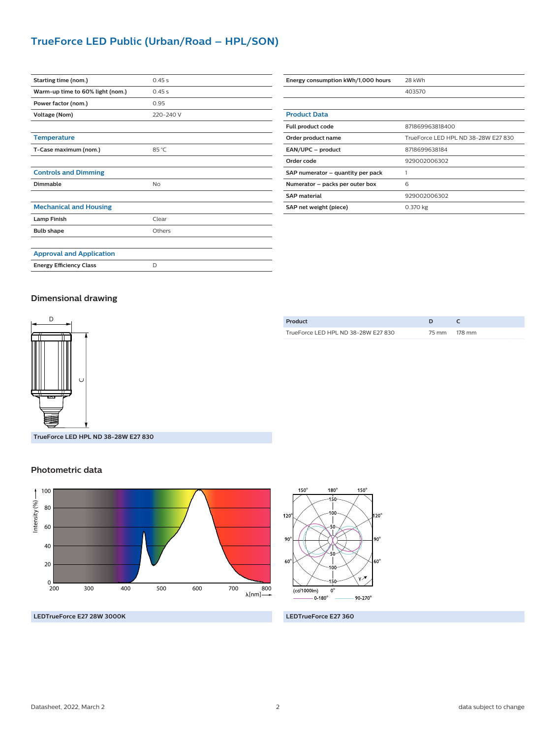# TrueForce LED Public (Urban/Road – HPL/SON)

| | |
|---|---|
| **Starting time (nom.)** | 0.45 s |
| **Warm-up time to 60% light (nom.)** | 0.45 s |
| **Power factor (nom.)** | 0.95 |
| **Voltage (Nom)** | 220-240 V |

### Temperature

| | |
|---|---|
| **T-Case maximum (nom.)** | 85 °C |

### Controls and Dimming

| | |
|---|---|
| **Dimmable** | No |

### Mechanical and Housing

| | |
|---|---|
| **Lamp Finish** | Clear |
| **Bulb shape** | Others |

### Approval and Application

| | |
|---|---|
| **Energy Efficiency Class** | D |
| **Energy consumption kWh/1,000 hours** | 28 kWh |
| | 403570 |

### Product Data

| | |
|---|---|
| **Full product code** | 871869963818400 |
| **Order product name** | TrueForce LED HPL ND 38-28W E27 830 |
| **EAN/UPC – product** | 8718699638184 |
| **Order code** | 929002006302 |
| **SAP numerator – quantity per pack** | 1 |
| **Numerator – packs per outer box** | 6 |
| **SAP material** | 929002006302 |
| **SAP net weight (piece)** | 0.370 kg |

## Dimensional drawing

TrueForce LED HPL ND 38-28W E27 830

| Product | D | C |
|---|---|---|
| TrueForce LED HPL ND 38-28W E27 830 | 75 mm | 178 mm |

## Photometric data

LEDTrueForce E27 28W 3000K

LEDTrueForce E27 360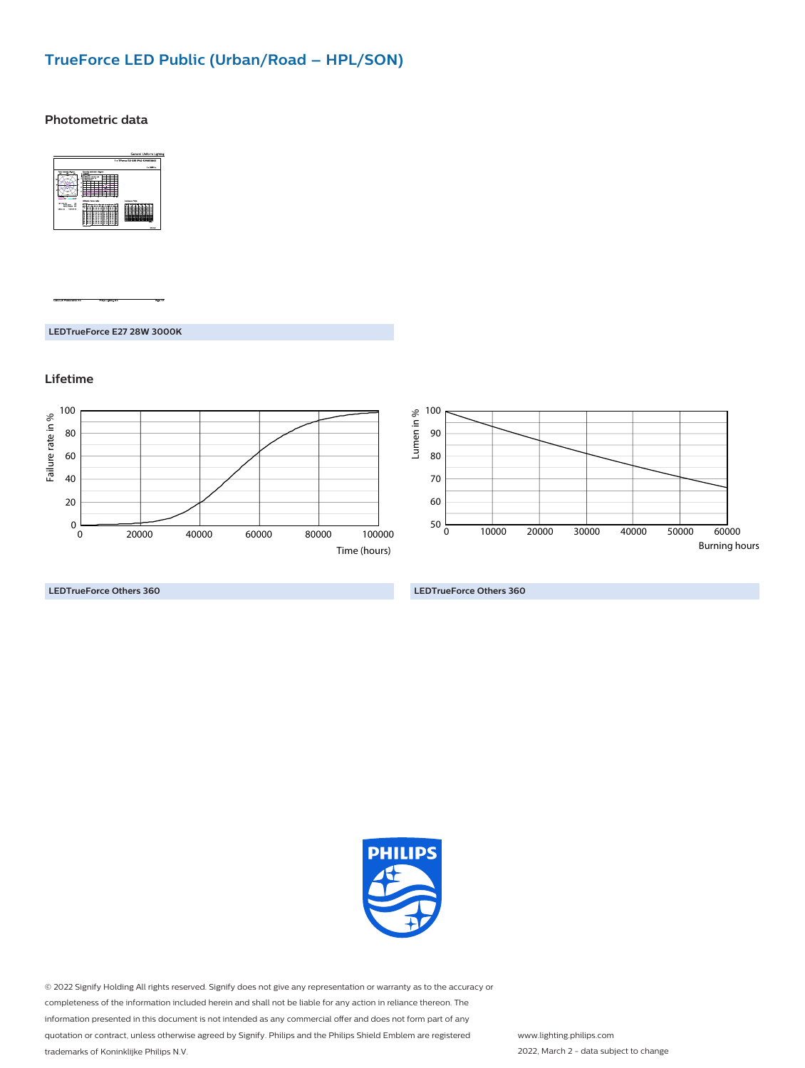# TrueForce LED Public (Urban/Road – HPL/SON)

## Photometric data

LEDTrueForce E27 28W 3000K

## Lifetime

Failure rate in %
100
80
60
40
20
0
0
20000
40000
60000
80000
100000
Time (hours)

Lumen in %
100
90
80
70
60
50
0
10000
20000
30000
40000
50000
60000
Burning hours

LEDTrueForce Others 360

LEDTrueForce Others 360

© 2022 Signify Holding All rights reserved. Signify does not give any representation or warranty as to the accuracy or completeness of the information included herein and shall not be liable for any action in reliance thereon. The information presented in this document is not intended as any commercial offer and does not form part of any quotation or contract, unless otherwise agreed by Signify. Philips and the Philips Shield Emblem are registered trademarks of Koninklijke Philips N.V.

www.lighting.philips.com

2022, March 2 - data subject to change